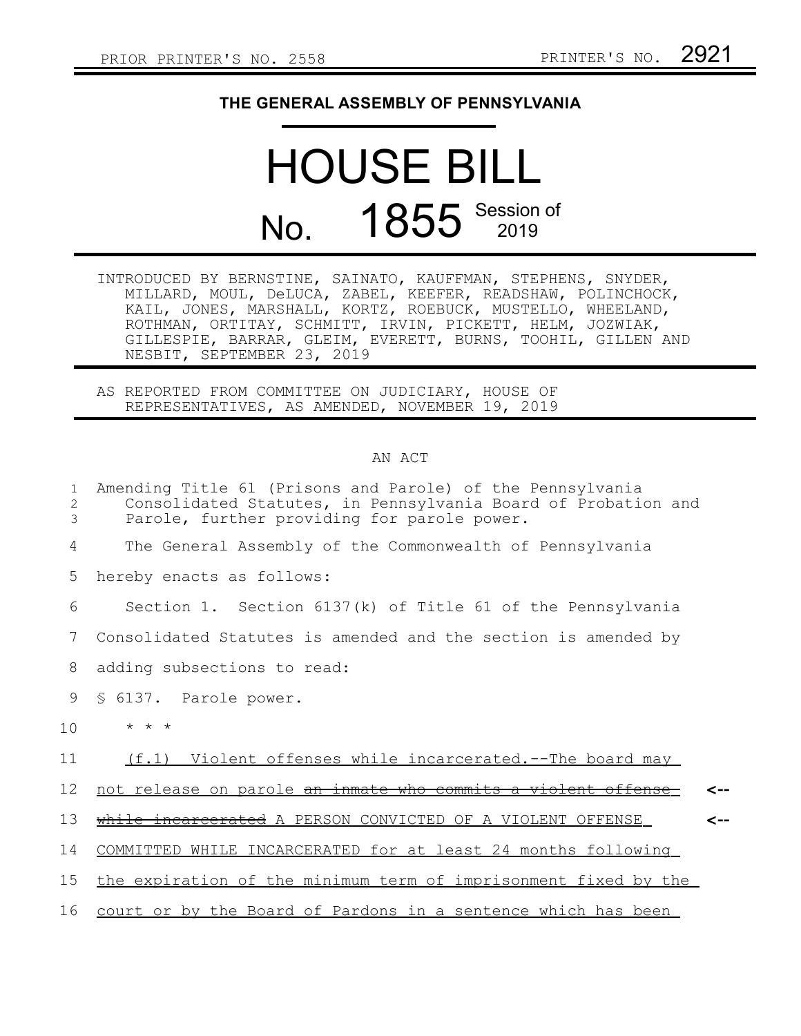PRIOR PRINTER'S NO. 2558 PRINTER'S NO. 2921

**THE GENERAL ASSEMBLY OF PENNSYLVANIA**

# HOUSE BILL

# No. 1855 Session of 2019

INTRODUCED BY BERNSTINE, SAINATO, KAUFFMAN, STEPHENS, SNYDER, MILLARD, MOUL, DeLUCA, ZABEL, KEEFER, READSHAW, POLINCHOCK, KAIL, JONES, MARSHALL, KORTZ, ROEBUCK, MUSTELLO, WHEELAND, ROTHMAN, ORTITAY, SCHMITT, IRVIN, PICKETT, HELM, JOZWIAK, GILLESPIE, BARRAR, GLEIM, EVERETT, BURNS, TOOHIL, GILLEN AND NESBIT, SEPTEMBER 23, 2019

AS REPORTED FROM COMMITTEE ON JUDICIARY, HOUSE OF REPRESENTATIVES, AS AMENDED, NOVEMBER 19, 2019

AN ACT

1 Amending Title 61 (Prisons and Parole) of the Pennsylvania
2 Consolidated Statutes, in Pennsylvania Board of Probation and
3 Parole, further providing for parole power.

4 The General Assembly of the Commonwealth of Pennsylvania
5 hereby enacts as follows:

6 Section 1. Section 6137(k) of Title 61 of the Pennsylvania
7 Consolidated Statutes is amended and the section is amended by
8 adding subsections to read:

9 § 6137. Parole power.

10 \* \* \*

11 <u>(f.1) Violent offenses while incarcerated.--The board may</u>
12 <u>not release on parole</u> ~~an inmate who commits a violent offense~~ <--
13 ~~while incarcerated~~ A PERSON CONVICTED OF A VIOLENT OFFENSE <--
14 <u>COMMITTED WHILE INCARCERATED for at least 24 months following</u>
15 <u>the expiration of the minimum term of imprisonment fixed by the</u>
16 <u>court or by the Board of Pardons in a sentence which has been</u>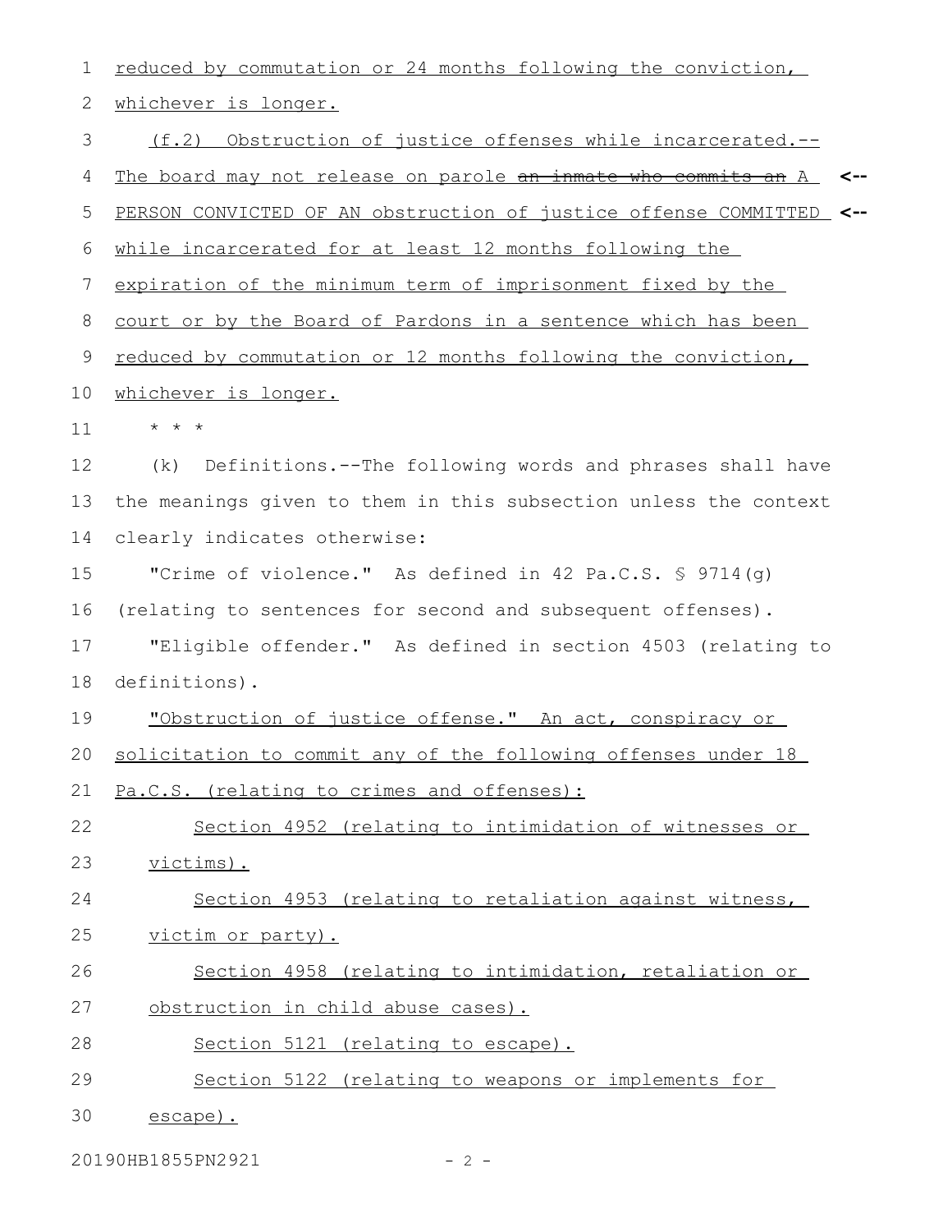reduced by commutation or 24 months following the conviction, whichever is longer.

(f.2) Obstruction of justice offenses while incarcerated.--The board may not release on parole ~~an inmate who commits an~~ A PERSON CONVICTED OF AN obstruction of justice offense COMMITTED while incarcerated for at least 12 months following the expiration of the minimum term of imprisonment fixed by the court or by the Board of Pardons in a sentence which has been reduced by commutation or 12 months following the conviction, whichever is longer.

\* \* \*

(k) Definitions.--The following words and phrases shall have the meanings given to them in this subsection unless the context clearly indicates otherwise:

"Crime of violence." As defined in 42 Pa.C.S. § 9714(g) (relating to sentences for second and subsequent offenses).

"Eligible offender." As defined in section 4503 (relating to definitions).

"Obstruction of justice offense." An act, conspiracy or solicitation to commit any of the following offenses under 18 Pa.C.S. (relating to crimes and offenses):

Section 4952 (relating to intimidation of witnesses or victims).

Section 4953 (relating to retaliation against witness, victim or party).

Section 4958 (relating to intimidation, retaliation or obstruction in child abuse cases).

Section 5121 (relating to escape).

Section 5122 (relating to weapons or implements for escape).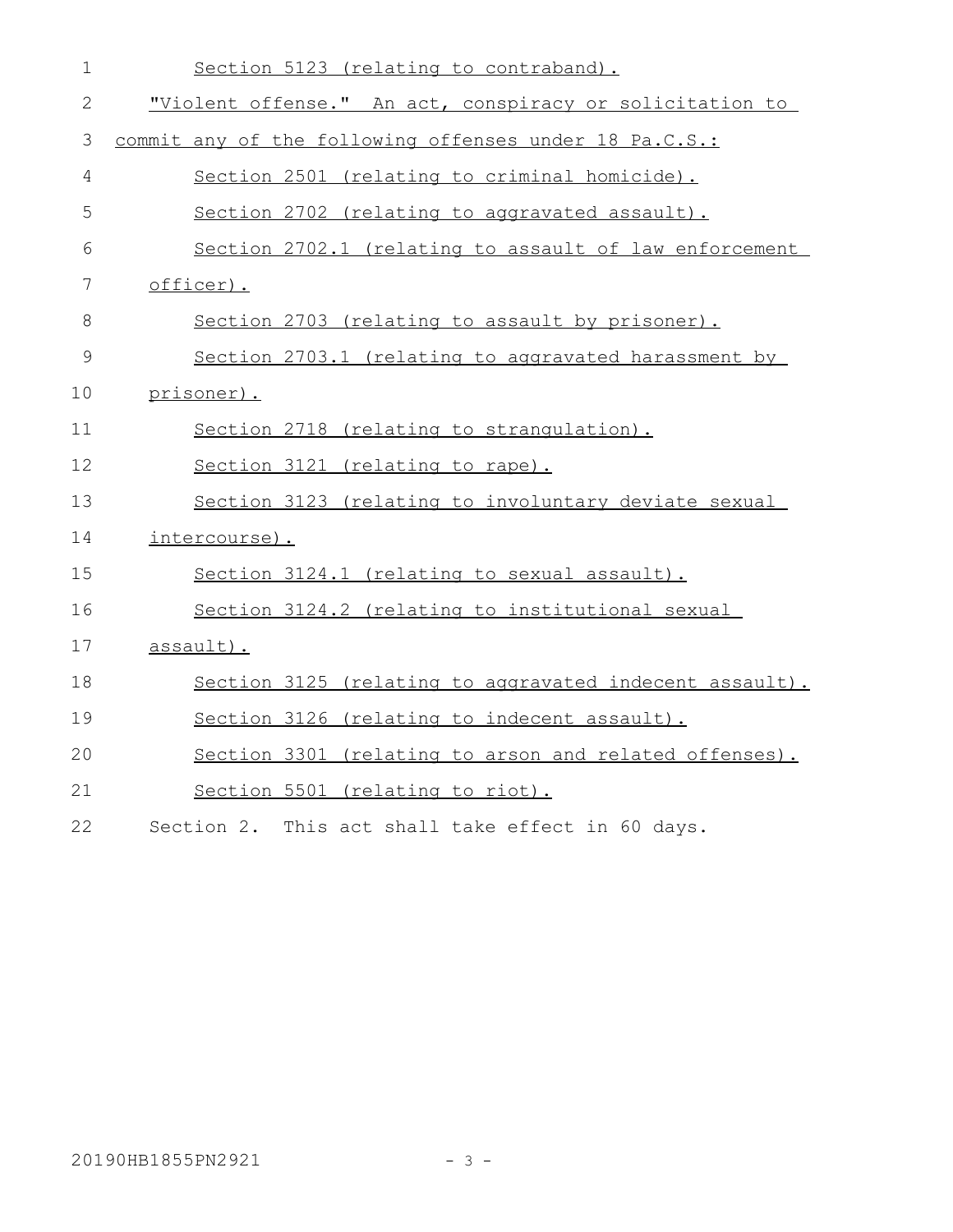Section 5123 (relating to contraband).

"Violent offense." An act, conspiracy or solicitation to commit any of the following offenses under 18 Pa.C.S.:

Section 2501 (relating to criminal homicide).

Section 2702 (relating to aggravated assault).

Section 2702.1 (relating to assault of law enforcement officer).

Section 2703 (relating to assault by prisoner).

Section 2703.1 (relating to aggravated harassment by prisoner).

Section 2718 (relating to strangulation).

Section 3121 (relating to rape).

Section 3123 (relating to involuntary deviate sexual intercourse).

Section 3124.1 (relating to sexual assault).

Section 3124.2 (relating to institutional sexual assault).

Section 3125 (relating to aggravated indecent assault).

Section 3126 (relating to indecent assault).

Section 3301 (relating to arson and related offenses).

Section 5501 (relating to riot).

Section 2. This act shall take effect in 60 days.